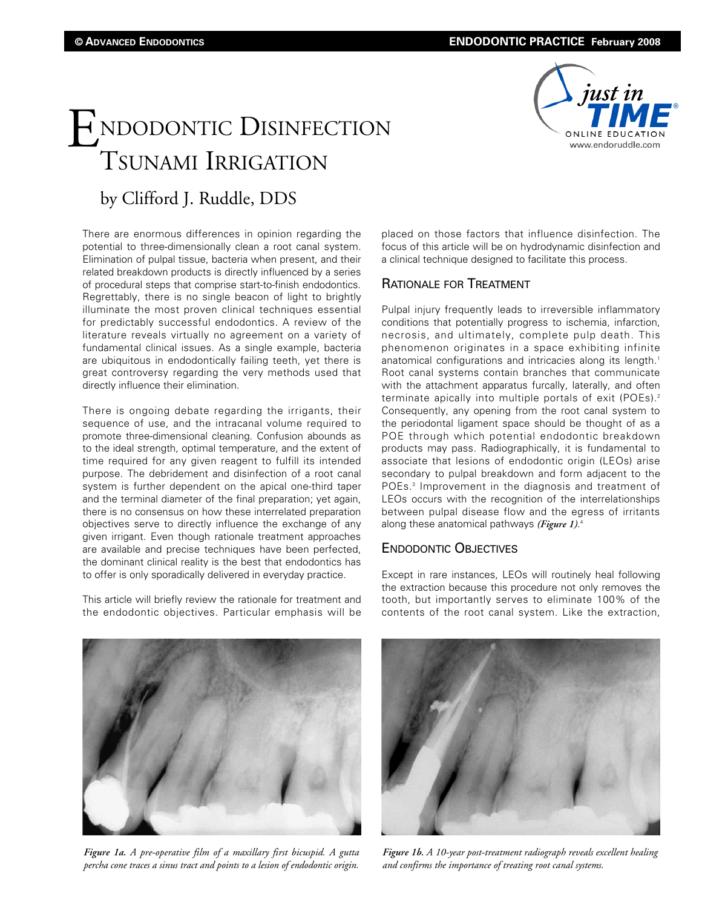# Endodontic Disinfection Tsunami Irrigation

## by Clifford J. Ruddle, DDS

There are enormous differences in opinion regarding the potential to three-dimensionally clean a root canal system. Elimination of pulpal tissue, bacteria when present, and their related breakdown products is directly influenced by a series of procedural steps that comprise start-to-finish endodontics. Regrettably, there is no single beacon of light to brightly illuminate the most proven clinical techniques essential for predictably successful endodontics. A review of the literature reveals virtually no agreement on a variety of fundamental clinical issues. As a single example, bacteria are ubiquitous in endodontically failing teeth, yet there is great controversy regarding the very methods used that directly influence their elimination.

There is ongoing debate regarding the irrigants, their sequence of use, and the intracanal volume required to promote three-dimensional cleaning. Confusion abounds as to the ideal strength, optimal temperature, and the extent of time required for any given reagent to fulfill its intended purpose. The debridement and disinfection of a root canal system is further dependent on the apical one-third taper and the terminal diameter of the final preparation; yet again, there is no consensus on how these interrelated preparation objectives serve to directly influence the exchange of any given irrigant. Even though rationale treatment approaches are available and precise techniques have been perfected, the dominant clinical reality is the best that endodontics has to offer is only sporadically delivered in everyday practice.

This article will briefly review the rationale for treatment and the endodontic objectives. Particular emphasis will be placed on those factors that influence disinfection. The focus of this article will be on hydrodynamic disinfection and a clinical technique designed to facilitate this process.

## Rationale for Treatment

Pulpal injury frequently leads to irreversible inflammatory conditions that potentially progress to ischemia, infarction, necrosis, and ultimately, complete pulp death. This phenomenon originates in a space exhibiting infinite anatomical configurations and intricacies along its length.[1] Root canal systems contain branches that communicate with the attachment apparatus furcally, laterally, and often terminate apically into multiple portals of exit (POEs).[2] Consequently, any opening from the root canal system to the periodontal ligament space should be thought of as a POE through which potential endodontic breakdown products may pass. Radiographically, it is fundamental to associate that lesions of endodontic origin (LEOs) arise secondary to pulpal breakdown and form adjacent to the POEs.[3] Improvement in the diagnosis and treatment of LEOs occurs with the recognition of the interrelationships between pulpal disease flow and the egress of irritants along these anatomical pathways ***(Figure 1)***.[4]

## Endodontic Objectives

Except in rare instances, LEOs will routinely heal following the extraction because this procedure not only removes the tooth, but importantly serves to eliminate 100% of the contents of the root canal system. Like the extraction,

***Figure 1a.*** *A pre-operative film of a maxillary first bicuspid. A gutta percha cone traces a sinus tract and points to a lesion of endodontic origin.*

***Figure 1b.*** *A 10-year post-treatment radiograph reveals excellent healing and confirms the importance of treating root canal systems.*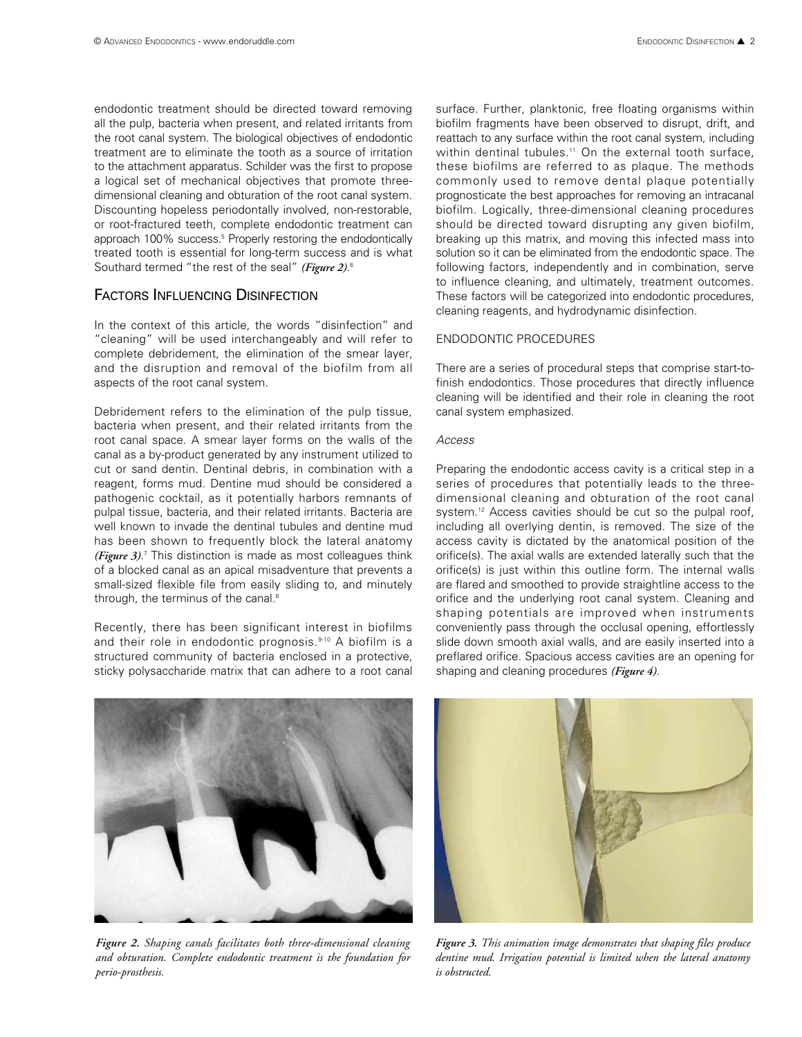endodontic treatment should be directed toward removing all the pulp, bacteria when present, and related irritants from the root canal system. The biological objectives of endodontic treatment are to eliminate the tooth as a source of irritation to the attachment apparatus. Schilder was the first to propose a logical set of mechanical objectives that promote three-dimensional cleaning and obturation of the root canal system. Discounting hopeless periodontally involved, non-restorable, or root-fractured teeth, complete endodontic treatment can approach 100% success.[5] Properly restoring the endodontically treated tooth is essential for long-term success and is what Southard termed "the rest of the seal" *(Figure 2)*.[6]

## Factors Influencing Disinfection

In the context of this article, the words "disinfection" and "cleaning" will be used interchangeably and will refer to complete debridement, the elimination of the smear layer, and the disruption and removal of the biofilm from all aspects of the root canal system.

Debridement refers to the elimination of the pulp tissue, bacteria when present, and their related irritants from the root canal space. A smear layer forms on the walls of the canal as a by-product generated by any instrument utilized to cut or sand dentin. Dentinal debris, in combination with a reagent, forms mud. Dentine mud should be considered a pathogenic cocktail, as it potentially harbors remnants of pulpal tissue, bacteria, and their related irritants. Bacteria are well known to invade the dentinal tubules and dentine mud has been shown to frequently block the lateral anatomy *(Figure 3)*.[7] This distinction is made as most colleagues think of a blocked canal as an apical misadventure that prevents a small-sized flexible file from easily sliding to, and minutely through, the terminus of the canal.[8]

Recently, there has been significant interest in biofilms and their role in endodontic prognosis.[9-10] A biofilm is a structured community of bacteria enclosed in a protective, sticky polysaccharide matrix that can adhere to a root canal surface. Further, planktonic, free floating organisms within biofilm fragments have been observed to disrupt, drift, and reattach to any surface within the root canal system, including within dentinal tubules.[11] On the external tooth surface, these biofilms are referred to as plaque. The methods commonly used to remove dental plaque potentially prognosticate the best approaches for removing an intracanal biofilm. Logically, three-dimensional cleaning procedures should be directed toward disrupting any given biofilm, breaking up this matrix, and moving this infected mass into solution so it can be eliminated from the endodontic space. The following factors, independently and in combination, serve to influence cleaning, and ultimately, treatment outcomes. These factors will be categorized into endodontic procedures, cleaning reagents, and hydrodynamic disinfection.

### ENDODONTIC PROCEDURES

There are a series of procedural steps that comprise start-to-finish endodontics. Those procedures that directly influence cleaning will be identified and their role in cleaning the root canal system emphasized.

#### *Access*

Preparing the endodontic access cavity is a critical step in a series of procedures that potentially leads to the three-dimensional cleaning and obturation of the root canal system.[12] Access cavities should be cut so the pulpal roof, including all overlying dentin, is removed. The size of the access cavity is dictated by the anatomical position of the orifice(s). The axial walls are extended laterally such that the orifice(s) is just within this outline form. The internal walls are flared and smoothed to provide straightline access to the orifice and the underlying root canal system. Cleaning and shaping potentials are improved when instruments conveniently pass through the occlusal opening, effortlessly slide down smooth axial walls, and are easily inserted into a preflared orifice. Spacious access cavities are an opening for shaping and cleaning procedures *(Figure 4)*.

***Figure 2.*** *Shaping canals facilitates both three-dimensional cleaning and obturation. Complete endodontic treatment is the foundation for perio-prosthesis.*

***Figure 3.*** *This animation image demonstrates that shaping files produce dentine mud. Irrigation potential is limited when the lateral anatomy is obstructed.*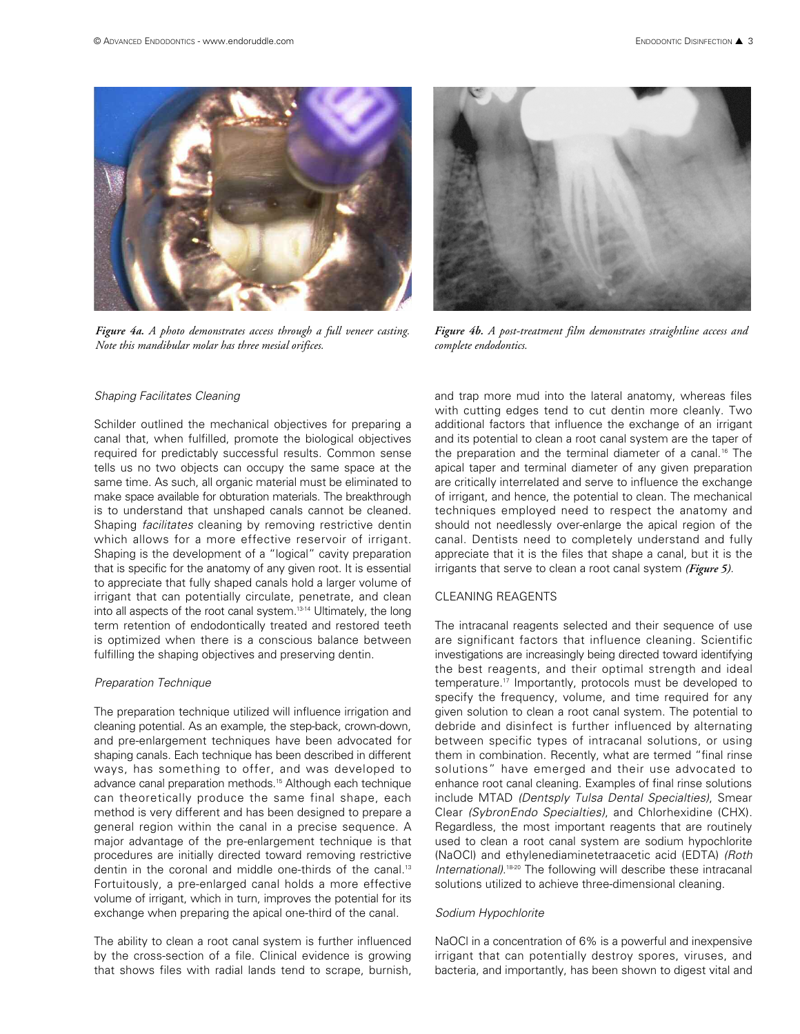*Figure 4a. A photo demonstrates access through a full veneer casting. Note this mandibular molar has three mesial orifices.*

*Figure 4b. A post-treatment film demonstrates straightline access and complete endodontics.*

### *Shaping Facilitates Cleaning*

Schilder outlined the mechanical objectives for preparing a canal that, when fulfilled, promote the biological objectives required for predictably successful results. Common sense tells us no two objects can occupy the same space at the same time. As such, all organic material must be eliminated to make space available for obturation materials. The breakthrough is to understand that unshaped canals cannot be cleaned. Shaping *facilitates* cleaning by removing restrictive dentin which allows for a more effective reservoir of irrigant. Shaping is the development of a "logical" cavity preparation that is specific for the anatomy of any given root. It is essential to appreciate that fully shaped canals hold a larger volume of irrigant that can potentially circulate, penetrate, and clean into all aspects of the root canal system.[13-14] Ultimately, the long term retention of endodontically treated and restored teeth is optimized when there is a conscious balance between fulfilling the shaping objectives and preserving dentin.

### *Preparation Technique*

The preparation technique utilized will influence irrigation and cleaning potential. As an example, the step-back, crown-down, and pre-enlargement techniques have been advocated for shaping canals. Each technique has been described in different ways, has something to offer, and was developed to advance canal preparation methods.[15] Although each technique can theoretically produce the same final shape, each method is very different and has been designed to prepare a general region within the canal in a precise sequence. A major advantage of the pre-enlargement technique is that procedures are initially directed toward removing restrictive dentin in the coronal and middle one-thirds of the canal.[13] Fortuitously, a pre-enlarged canal holds a more effective volume of irrigant, which in turn, improves the potential for its exchange when preparing the apical one-third of the canal.

The ability to clean a root canal system is further influenced by the cross-section of a file. Clinical evidence is growing that shows files with radial lands tend to scrape, burnish, and trap more mud into the lateral anatomy, whereas files with cutting edges tend to cut dentin more cleanly. Two additional factors that influence the exchange of an irrigant and its potential to clean a root canal system are the taper of the preparation and the terminal diameter of a canal.[16] The apical taper and terminal diameter of any given preparation are critically interrelated and serve to influence the exchange of irrigant, and hence, the potential to clean. The mechanical techniques employed need to respect the anatomy and should not needlessly over-enlarge the apical region of the canal. Dentists need to completely understand and fully appreciate that it is the files that shape a canal, but it is the irrigants that serve to clean a root canal system ***(Figure 5)***.

## CLEANING REAGENTS

The intracanal reagents selected and their sequence of use are significant factors that influence cleaning. Scientific investigations are increasingly being directed toward identifying the best reagents, and their optimal strength and ideal temperature.[17] Importantly, protocols must be developed to specify the frequency, volume, and time required for any given solution to clean a root canal system. The potential to debride and disinfect is further influenced by alternating between specific types of intracanal solutions, or using them in combination. Recently, what are termed "final rinse solutions" have emerged and their use advocated to enhance root canal cleaning. Examples of final rinse solutions include MTAD *(Dentsply Tulsa Dental Specialties)*, Smear Clear *(SybronEndo Specialties)*, and Chlorhexidine (CHX). Regardless, the most important reagents that are routinely used to clean a root canal system are sodium hypochlorite (NaOCl) and ethylenediaminetetraacetic acid (EDTA) *(Roth International)*.[18-20] The following will describe these intracanal solutions utilized to achieve three-dimensional cleaning.

### *Sodium Hypochlorite*

NaOCl in a concentration of 6% is a powerful and inexpensive irrigant that can potentially destroy spores, viruses, and bacteria, and importantly, has been shown to digest vital and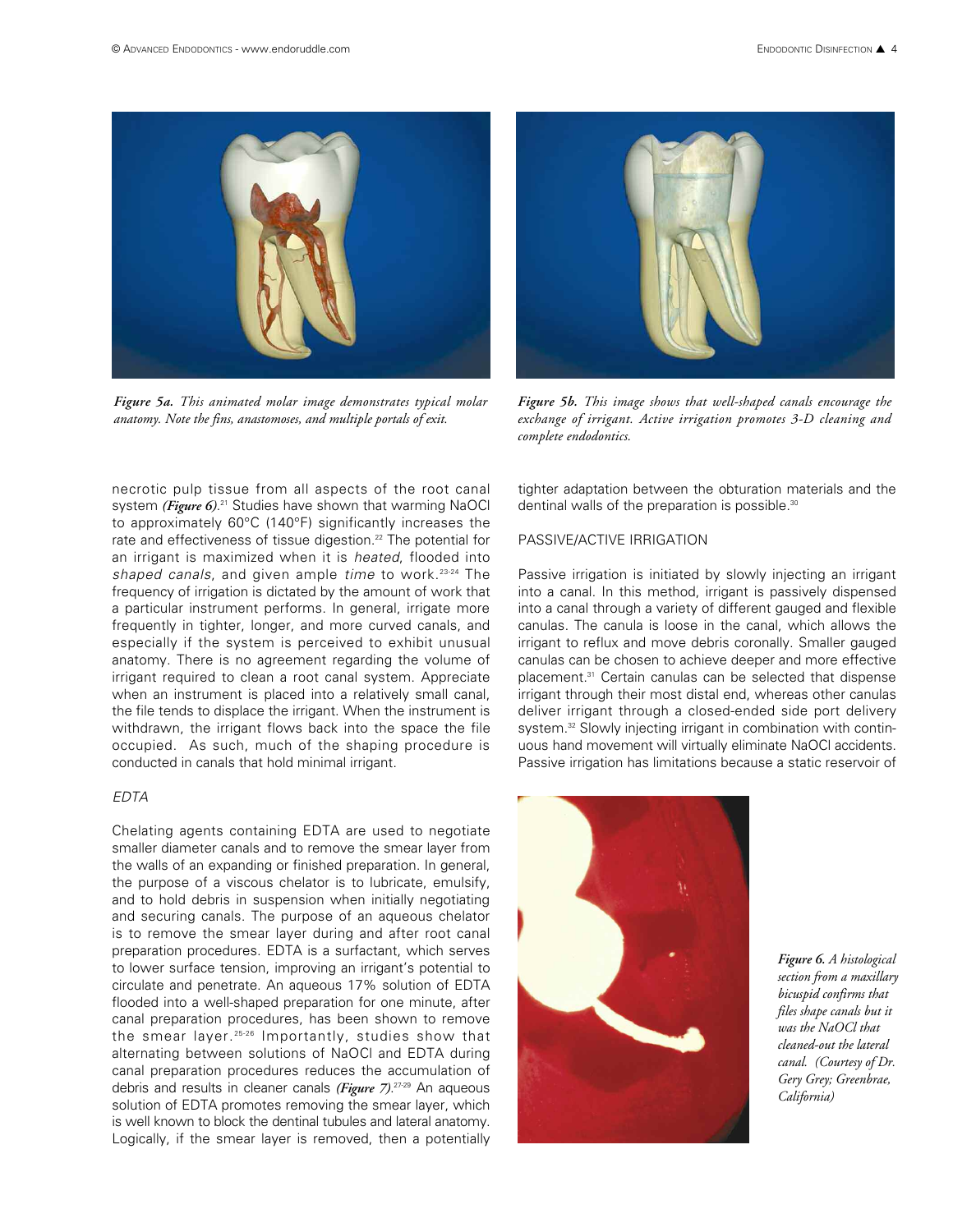*Figure 5a. This animated molar image demonstrates typical molar anatomy. Note the fins, anastomoses, and multiple portals of exit.*

*Figure 5b. This image shows that well-shaped canals encourage the exchange of irrigant. Active irrigation promotes 3-D cleaning and complete endodontics.*

necrotic pulp tissue from all aspects of the root canal system ***(Figure 6)***.[21] Studies have shown that warming NaOCl to approximately 60°C (140°F) significantly increases the rate and effectiveness of tissue digestion.[22] The potential for an irrigant is maximized when it is *heated*, flooded into *shaped canals*, and given ample *time* to work.[23-24] The frequency of irrigation is dictated by the amount of work that a particular instrument performs. In general, irrigate more frequently in tighter, longer, and more curved canals, and especially if the system is perceived to exhibit unusual anatomy. There is no agreement regarding the volume of irrigant required to clean a root canal system. Appreciate when an instrument is placed into a relatively small canal, the file tends to displace the irrigant. When the instrument is withdrawn, the irrigant flows back into the space the file occupied. As such, much of the shaping procedure is conducted in canals that hold minimal irrigant.

### *EDTA*

Chelating agents containing EDTA are used to negotiate smaller diameter canals and to remove the smear layer from the walls of an expanding or finished preparation. In general, the purpose of a viscous chelator is to lubricate, emulsify, and to hold debris in suspension when initially negotiating and securing canals. The purpose of an aqueous chelator is to remove the smear layer during and after root canal preparation procedures. EDTA is a surfactant, which serves to lower surface tension, improving an irrigant's potential to circulate and penetrate. An aqueous 17% solution of EDTA flooded into a well-shaped preparation for one minute, after canal preparation procedures, has been shown to remove the smear layer.[25-26] Importantly, studies show that alternating between solutions of NaOCl and EDTA during canal preparation procedures reduces the accumulation of debris and results in cleaner canals ***(Figure 7)***.[27-29] An aqueous solution of EDTA promotes removing the smear layer, which is well known to block the dentinal tubules and lateral anatomy. Logically, if the smear layer is removed, then a potentially tighter adaptation between the obturation materials and the dentinal walls of the preparation is possible.[30]

### PASSIVE/ACTIVE IRRIGATION

Passive irrigation is initiated by slowly injecting an irrigant into a canal. In this method, irrigant is passively dispensed into a canal through a variety of different gauged and flexible canulas. The canula is loose in the canal, which allows the irrigant to reflux and move debris coronally. Smaller gauged canulas can be chosen to achieve deeper and more effective placement.[31] Certain canulas can be selected that dispense irrigant through their most distal end, whereas other canulas deliver irrigant through a closed-ended side port delivery system.[32] Slowly injecting irrigant in combination with continuous hand movement will virtually eliminate NaOCl accidents. Passive irrigation has limitations because a static reservoir of

*Figure 6. A histological section from a maxillary bicuspid confirms that files shape canals but it was the NaOCl that cleaned-out the lateral canal. (Courtesy of Dr. Gery Grey; Greenbrae, California)*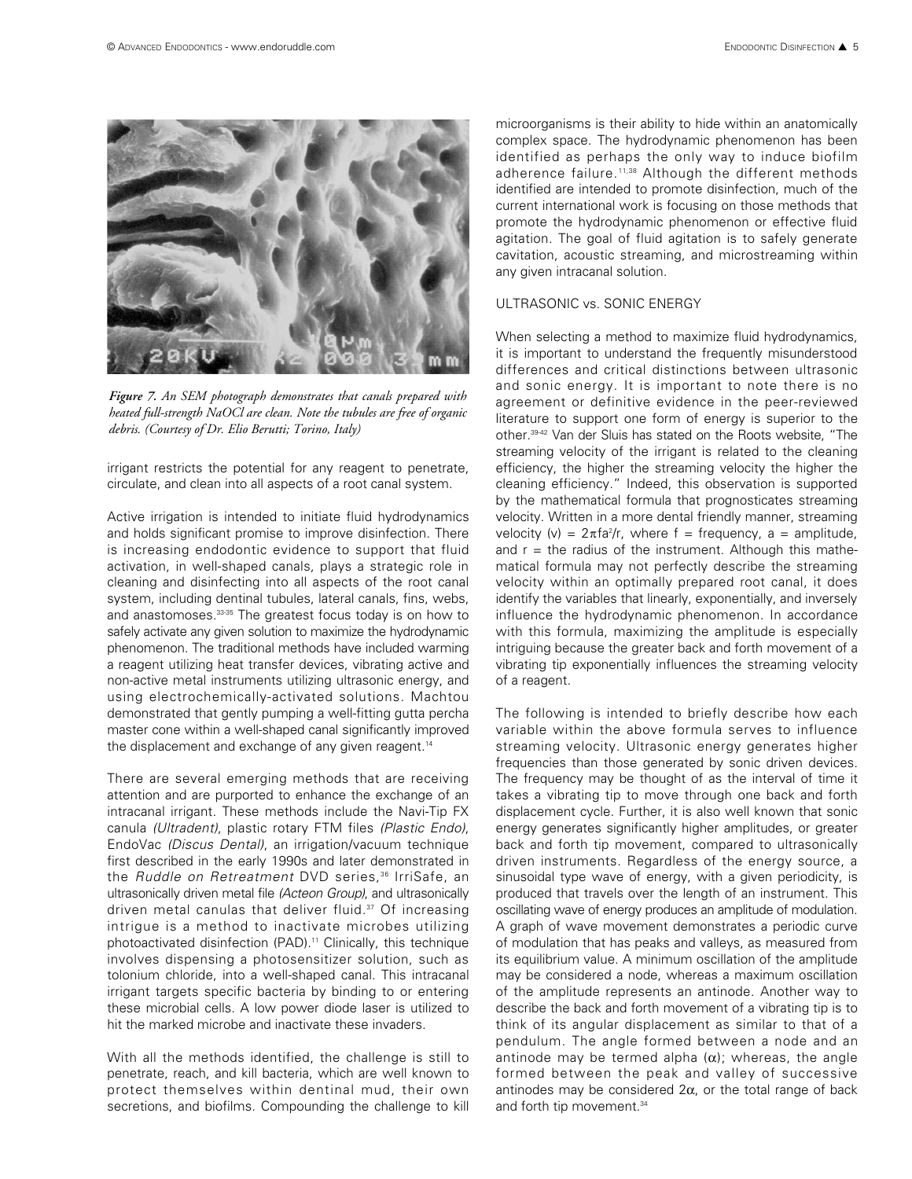*Figure 7. An SEM photograph demonstrates that canals prepared with heated full-strength NaOCl are clean. Note the tubules are free of organic debris. (Courtesy of Dr. Elio Berutti; Torino, Italy)*

irrigant restricts the potential for any reagent to penetrate, circulate, and clean into all aspects of a root canal system.

Active irrigation is intended to initiate fluid hydrodynamics and holds significant promise to improve disinfection. There is increasing endodontic evidence to support that fluid activation, in well-shaped canals, plays a strategic role in cleaning and disinfecting into all aspects of the root canal system, including dentinal tubules, lateral canals, fins, webs, and anastomoses.[33-35] The greatest focus today is on how to safely activate any given solution to maximize the hydrodynamic phenomenon. The traditional methods have included warming a reagent utilizing heat transfer devices, vibrating active and non-active metal instruments utilizing ultrasonic energy, and using electrochemically-activated solutions. Machtou demonstrated that gently pumping a well-fitting gutta percha master cone within a well-shaped canal significantly improved the displacement and exchange of any given reagent.[14]

There are several emerging methods that are receiving attention and are purported to enhance the exchange of an intracanal irrigant. These methods include the Navi-Tip FX canula *(Ultradent)*, plastic rotary FTM files *(Plastic Endo)*, EndoVac *(Discus Dental)*, an irrigation/vacuum technique first described in the early 1990s and later demonstrated in the *Ruddle on Retreatment* DVD series,[36] IrriSafe, an ultrasonically driven metal file *(Acteon Group)*, and ultrasonically driven metal canulas that deliver fluid.[37] Of increasing intrigue is a method to inactivate microbes utilizing photoactivated disinfection (PAD).[11] Clinically, this technique involves dispensing a photosensitizer solution, such as tolonium chloride, into a well-shaped canal. This intracanal irrigant targets specific bacteria by binding to or entering these microbial cells. A low power diode laser is utilized to hit the marked microbe and inactivate these invaders.

With all the methods identified, the challenge is still to penetrate, reach, and kill bacteria, which are well known to protect themselves within dentinal mud, their own secretions, and biofilms. Compounding the challenge to kill microorganisms is their ability to hide within an anatomically complex space. The hydrodynamic phenomenon has been identified as perhaps the only way to induce biofilm adherence failure.[11,38] Although the different methods identified are intended to promote disinfection, much of the current international work is focusing on those methods that promote the hydrodynamic phenomenon or effective fluid agitation. The goal of fluid agitation is to safely generate cavitation, acoustic streaming, and microstreaming within any given intracanal solution.

## ULTRASONIC vs. SONIC ENERGY

When selecting a method to maximize fluid hydrodynamics, it is important to understand the frequently misunderstood differences and critical distinctions between ultrasonic and sonic energy. It is important to note there is no agreement or definitive evidence in the peer-reviewed literature to support one form of energy is superior to the other.[39-42] Van der Sluis has stated on the Roots website, "The streaming velocity of the irrigant is related to the cleaning efficiency, the higher the streaming velocity the higher the cleaning efficiency." Indeed, this observation is supported by the mathematical formula that prognosticates streaming velocity. Written in a more dental friendly manner, streaming velocity $(v) = 2\pi f a^2/r$, where $f$ = frequency, $a$ = amplitude, and $r$ = the radius of the instrument. Although this mathematical formula may not perfectly describe the streaming velocity within an optimally prepared root canal, it does identify the variables that linearly, exponentially, and inversely influence the hydrodynamic phenomenon. In accordance with this formula, maximizing the amplitude is especially intriguing because the greater back and forth movement of a vibrating tip exponentially influences the streaming velocity of a reagent.

The following is intended to briefly describe how each variable within the above formula serves to influence streaming velocity. Ultrasonic energy generates higher frequencies than those generated by sonic driven devices. The frequency may be thought of as the interval of time it takes a vibrating tip to move through one back and forth displacement cycle. Further, it is also well known that sonic energy generates significantly higher amplitudes, or greater back and forth tip movement, compared to ultrasonically driven instruments. Regardless of the energy source, a sinusoidal type wave of energy, with a given periodicity, is produced that travels over the length of an instrument. This oscillating wave of energy produces an amplitude of modulation. A graph of wave movement demonstrates a periodic curve of modulation that has peaks and valleys, as measured from its equilibrium value. A minimum oscillation of the amplitude may be considered a node, whereas a maximum oscillation of the amplitude represents an antinode. Another way to describe the back and forth movement of a vibrating tip is to think of its angular displacement as similar to that of a pendulum. The angle formed between a node and antinode may be termed alpha ($\alpha$); whereas, the angle formed between the peak and valley of successive antinodes may be considered $2\alpha$, or the total range of back and forth tip movement.[34]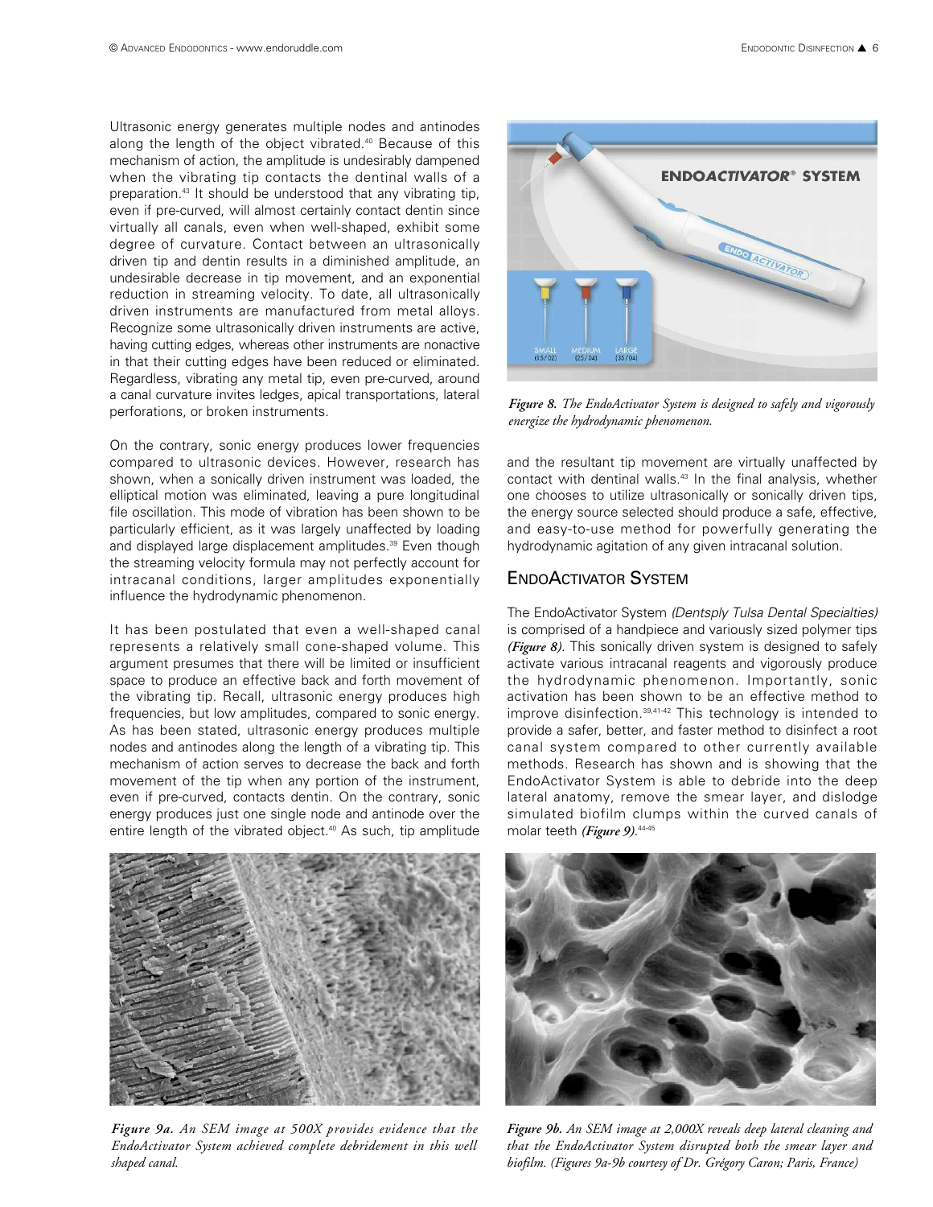Ultrasonic energy generates multiple nodes and antinodes along the length of the object vibrated.[40] Because of this mechanism of action, the amplitude is undesirably dampened when the vibrating tip contacts the dentinal walls of a preparation.[43] It should be understood that any vibrating tip, even if pre-curved, will almost certainly contact dentin since virtually all canals, even when well-shaped, exhibit some degree of curvature. Contact between an ultrasonically driven tip and dentin results in a diminished amplitude, an undesirable decrease in tip movement, and an exponential reduction in streaming velocity. To date, all ultrasonically driven instruments are manufactured from metal alloys. Recognize some ultrasonically driven instruments are active, having cutting edges, whereas other instruments are nonactive in that their cutting edges have been reduced or eliminated. Regardless, vibrating any metal tip, even pre-curved, around a canal curvature invites ledges, apical transportations, lateral perforations, or broken instruments.

On the contrary, sonic energy produces lower frequencies compared to ultrasonic devices. However, research has shown, when a sonically driven instrument was loaded, the elliptical motion was eliminated, leaving a pure longitudinal file oscillation. This mode of vibration has been shown to be particularly efficient, as it was largely unaffected by loading and displayed large displacement amplitudes.[39] Even though the streaming velocity formula may not perfectly account for intracanal conditions, larger amplitudes exponentially influence the hydrodynamic phenomenon.

It has been postulated that even a well-shaped canal represents a relatively small cone-shaped volume. This argument presumes that there will be limited or insufficient space to produce an effective back and forth movement of the vibrating tip. Recall, ultrasonic energy produces high frequencies, but low amplitudes, compared to sonic energy. As has been stated, ultrasonic energy produces multiple nodes and antinodes along the length of a vibrating tip. This mechanism of action serves to decrease the back and forth movement of the tip when any portion of the instrument, even if pre-curved, contacts dentin. On the contrary, sonic energy produces just one single node and antinode over the entire length of the vibrated object.[40] As such, tip amplitude and the resultant tip movement are virtually unaffected by contact with dentinal walls.[43] In the final analysis, whether one chooses to utilize ultrasonically or sonically driven tips, the energy source selected should produce a safe, effective, and easy-to-use method for powerfully generating the hydrodynamic agitation of any given intracanal solution.

*Figure 8. The EndoActivator System is designed to safely and vigorously energize the hydrodynamic phenomenon.*

## EndoActivator System

The EndoActivator System *(Dentsply Tulsa Dental Specialties)* is comprised of a handpiece and variously sized polymer tips ***(Figure 8)***. This sonically driven system is designed to safely activate various intracanal reagents and vigorously produce the hydrodynamic phenomenon. Importantly, sonic activation has been shown to be an effective method to improve disinfection.[39,41-42] This technology is intended to provide a safer, better, and faster method to disinfect a root canal system compared to other currently available methods. Research has shown and is showing that the EndoActivator System is able to debride into the deep lateral anatomy, remove the smear layer, and dislodge simulated biofilm clumps within the curved canals of molar teeth ***(Figure 9)***.[44-45]

*Figure 9a. An SEM image at 500X provides evidence that the EndoActivator System achieved complete debridement in this well shaped canal.*

*Figure 9b. An SEM image at 2,000X reveals deep lateral cleaning and that the EndoActivator System disrupted both the smear layer and biofilm. (Figures 9a-9b courtesy of Dr. Grégory Caron; Paris, France)*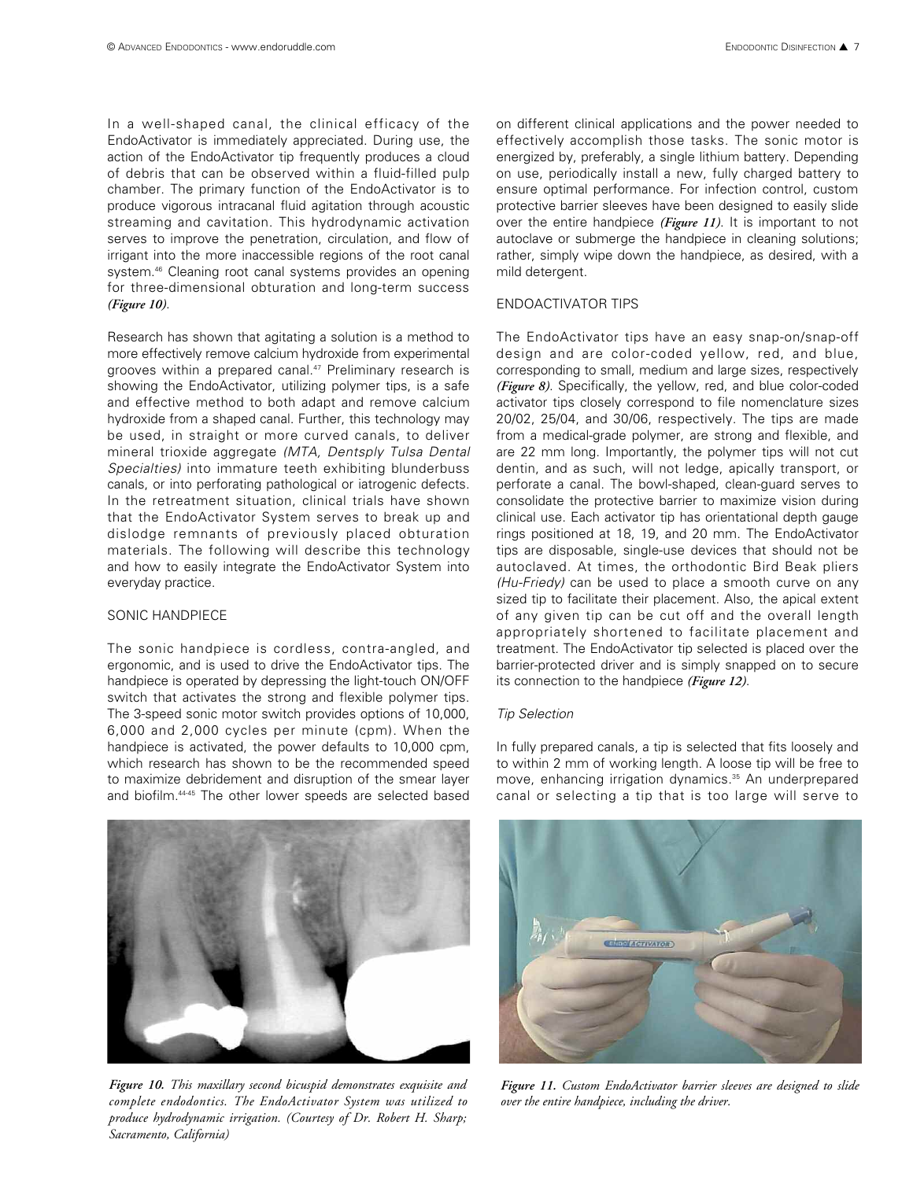In a well-shaped canal, the clinical efficacy of the EndoActivator is immediately appreciated. During use, the action of the EndoActivator tip frequently produces a cloud of debris that can be observed within a fluid-filled pulp chamber. The primary function of the EndoActivator is to produce vigorous intracanal fluid agitation through acoustic streaming and cavitation. This hydrodynamic activation serves to improve the penetration, circulation, and flow of irrigant into the more inaccessible regions of the root canal system.[46] Cleaning root canal systems provides an opening for three-dimensional obturation and long-term success *(Figure 10)*.

Research has shown that agitating a solution is a method to more effectively remove calcium hydroxide from experimental grooves within a prepared canal.[47] Preliminary research is showing the EndoActivator, utilizing polymer tips, is a safe and effective method to both adapt and remove calcium hydroxide from a shaped canal. Further, this technology may be used, in straight or more curved canals, to deliver mineral trioxide aggregate *(MTA, Dentsply Tulsa Dental Specialties)* into immature teeth exhibiting blunderbuss canals, or into perforating pathological or iatrogenic defects. In the retreatment situation, clinical trials have shown that the EndoActivator System serves to break up and dislodge remnants of previously placed obturation materials. The following will describe this technology and how to easily integrate the EndoActivator System into everyday practice.

## SONIC HANDPIECE

The sonic handpiece is cordless, contra-angled, and ergonomic, and is used to drive the EndoActivator tips. The handpiece is operated by depressing the light-touch ON/OFF switch that activates the strong and flexible polymer tips. The 3-speed sonic motor switch provides options of 10,000, 6,000 and 2,000 cycles per minute (cpm). When the handpiece is activated, the power defaults to 10,000 cpm, which research has shown to be the recommended speed to maximize debridement and disruption of the smear layer and biofilm.[44-45] The other lower speeds are selected based on different clinical applications and the power needed to effectively accomplish those tasks. The sonic motor is energized by, preferably, a single lithium battery. Depending on use, periodically install a new, fully charged battery to ensure optimal performance. For infection control, custom protective barrier sleeves have been designed to easily slide over the entire handpiece *(Figure 11)*. It is important to not autoclave or submerge the handpiece in cleaning solutions; rather, simply wipe down the handpiece, as desired, with a mild detergent.

## ENDOACTIVATOR TIPS

The EndoActivator tips have an easy snap-on/snap-off design and are color-coded yellow, red, and blue, corresponding to small, medium and large sizes, respectively *(Figure 8)*. Specifically, the yellow, red, and blue color-coded activator tips closely correspond to file nomenclature sizes 20/02, 25/04, and 30/06, respectively. The tips are made from a medical-grade polymer, are strong and flexible, and are 22 mm long. Importantly, the polymer tips will not cut dentin, and as such, will not ledge, apically transport, or perforate a canal. The bowl-shaped, clean-guard serves to consolidate the protective barrier to maximize vision during clinical use. Each activator tip has orientational depth gauge rings positioned at 18, 19, and 20 mm. The EndoActivator tips are disposable, single-use devices that should not be autoclaved. At times, the orthodontic Bird Beak pliers *(Hu-Friedy)* can be used to place a smooth curve on any sized tip to facilitate their placement. Also, the apical extent of any given tip can be cut off and the overall length appropriately shortened to facilitate placement and treatment. The EndoActivator tip selected is placed over the barrier-protected driver and is simply snapped on to secure its connection to the handpiece *(Figure 12)*.

### *Tip Selection*

In fully prepared canals, a tip is selected that fits loosely and to within 2 mm of working length. A loose tip will be free to move, enhancing irrigation dynamics.[35] An underprepared canal or selecting a tip that is too large will serve to

***Figure 10.*** *This maxillary second bicuspid demonstrates exquisite and complete endodontics. The EndoActivator System was utilized to produce hydrodynamic irrigation. (Courtesy of Dr. Robert H. Sharp; Sacramento, California)*

***Figure 11.*** *Custom EndoActivator barrier sleeves are designed to slide over the entire handpiece, including the driver.*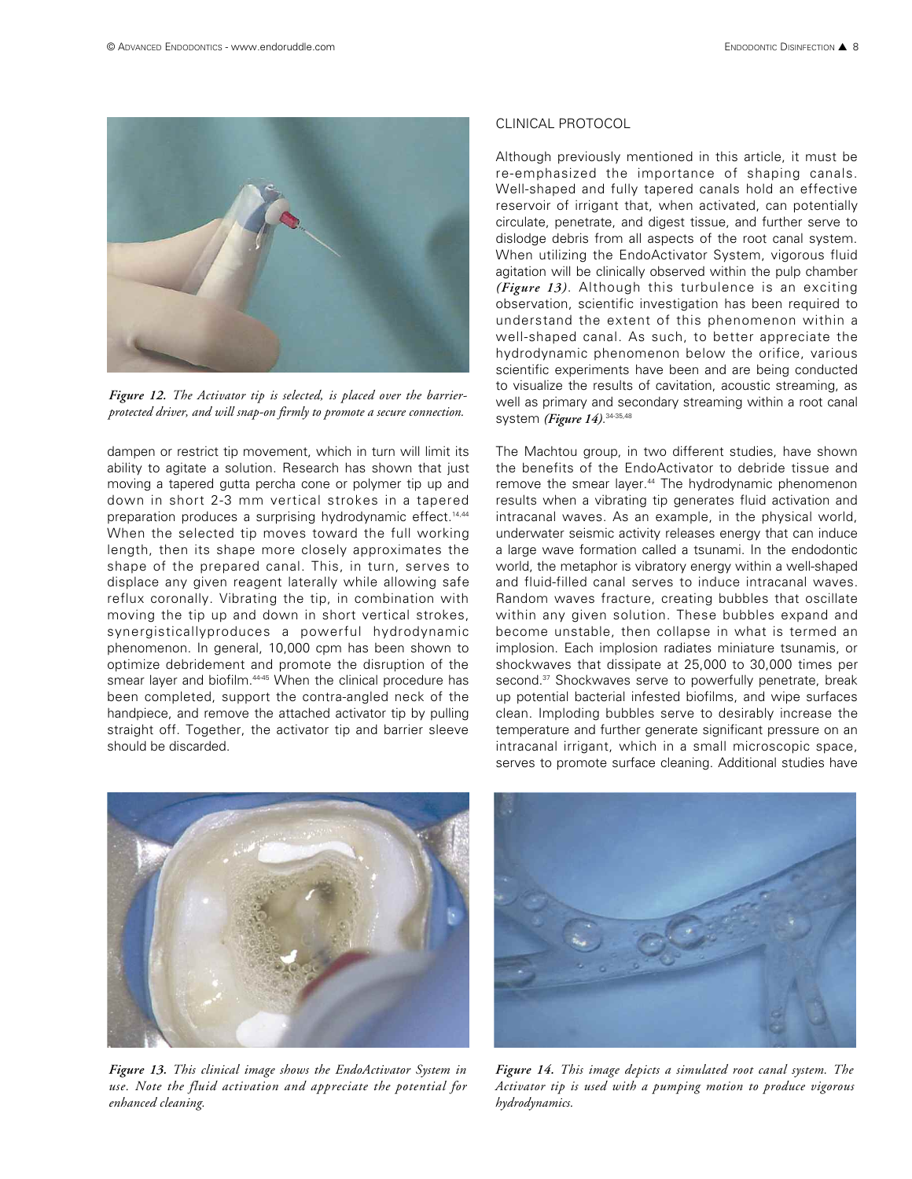*Figure 12. The Activator tip is selected, is placed over the barrier-protected driver, and will snap-on firmly to promote a secure connection.*

dampen or restrict tip movement, which in turn will limit its ability to agitate a solution. Research has shown that just moving a tapered gutta percha cone or polymer tip up and down in short 2-3 mm vertical strokes in a tapered preparation produces a surprising hydrodynamic effect.[14,44] When the selected tip moves toward the full working length, then its shape more closely approximates the shape of the prepared canal. This, in turn, serves to displace any given reagent laterally while allowing safe reflux coronally. Vibrating the tip, in combination with moving the tip up and down in short vertical strokes, synergisticallyproduces a powerful hydrodynamic phenomenon. In general, 10,000 cpm has been shown to optimize debridement and promote the disruption of the smear layer and biofilm.[44-45] When the clinical procedure has been completed, support the contra-angled neck of the handpiece, and remove the attached activator tip by pulling straight off. Together, the activator tip and barrier sleeve should be discarded.

## CLINICAL PROTOCOL

Although previously mentioned in this article, it must be re-emphasized the importance of shaping canals. Well-shaped and fully tapered canals hold an effective reservoir of irrigant that, when activated, can potentially circulate, penetrate, and digest tissue, and further serve to dislodge debris from all aspects of the root canal system. When utilizing the EndoActivator System, vigorous fluid agitation will be clinically observed within the pulp chamber ***(Figure 13)***. Although this turbulence is an exciting observation, scientific investigation has been required to understand the extent of this phenomenon within a well-shaped canal. As such, to better appreciate the hydrodynamic phenomenon below the orifice, various scientific experiments have been and are being conducted to visualize the results of cavitation, acoustic streaming, as well as primary and secondary streaming within a root canal system ***(Figure 14)***.[34-35,48]

The Machtou group, in two different studies, have shown the benefits of the EndoActivator to debride tissue and remove the smear layer.[44] The hydrodynamic phenomenon results when a vibrating tip generates fluid activation and intracanal waves. As an example, in the physical world, underwater seismic activity releases energy that can induce a large wave formation called a tsunami. In the endodontic world, the metaphor is vibratory energy within a well-shaped and fluid-filled canal serves to induce intracanal waves. Random waves fracture, creating bubbles that oscillate within any given solution. These bubbles expand and become unstable, then collapse in what is termed an implosion. Each implosion radiates miniature tsunamis, or shockwaves that dissipate at 25,000 to 30,000 times per second.[37] Shockwaves serve to powerfully penetrate, break up potential bacterial infested biofilms, and wipe surfaces clean. Imploding bubbles serve to desirably increase the temperature and further generate significant pressure on an intracanal irrigant, which in a small microscopic space, serves to promote surface cleaning. Additional studies have

*Figure 13. This clinical image shows the EndoActivator System in use. Note the fluid activation and appreciate the potential for enhanced cleaning.*

*Figure 14. This image depicts a simulated root canal system. The Activator tip is used with a pumping motion to produce vigorous hydrodynamics.*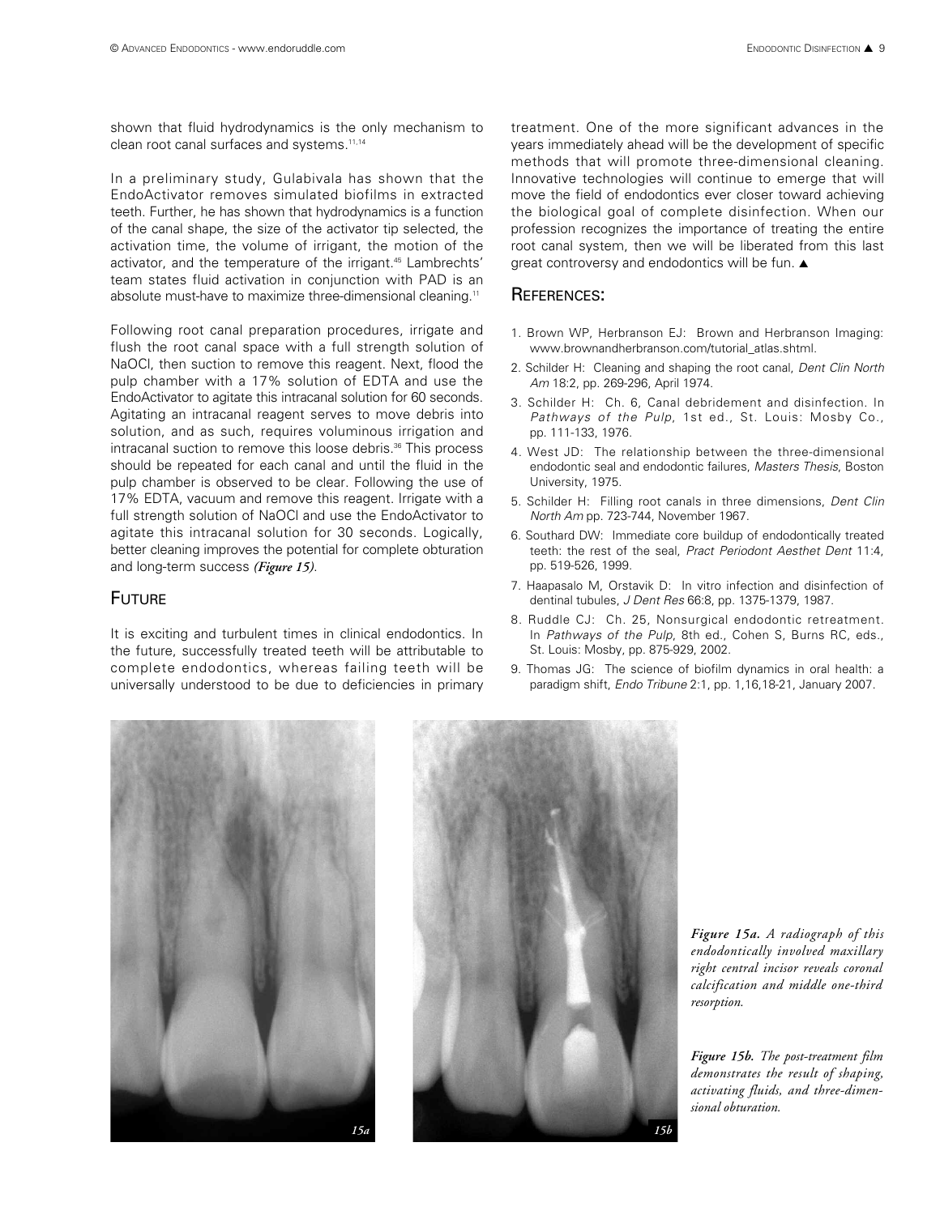shown that fluid hydrodynamics is the only mechanism to clean root canal surfaces and systems.[11,14]

In a preliminary study, Gulabivala has shown that the EndoActivator removes simulated biofilms in extracted teeth. Further, he has shown that hydrodynamics is a function of the canal shape, the size of the activator tip selected, the activation time, the volume of irrigant, the motion of the activator, and the temperature of the irrigant.[45] Lambrechts' team states fluid activation in conjunction with PAD is an absolute must-have to maximize three-dimensional cleaning.[11]

Following root canal preparation procedures, irrigate and flush the root canal space with a full strength solution of NaOCl, then suction to remove this reagent. Next, flood the pulp chamber with a 17% solution of EDTA and use the EndoActivator to agitate this intracanal solution for 60 seconds. Agitating an intracanal reagent serves to move debris into solution, and as such, requires voluminous irrigation and intracanal suction to remove this loose debris.[36] This process should be repeated for each canal and until the fluid in the pulp chamber is observed to be clear. Following the use of 17% EDTA, vacuum and remove this reagent. Irrigate with a full strength solution of NaOCl and use the EndoActivator to agitate this intracanal solution for 30 seconds. Logically, better cleaning improves the potential for complete obturation and long-term success *(Figure 15)*.

## Future

It is exciting and turbulent times in clinical endodontics. In the future, successfully treated teeth will be attributable to complete endodontics, whereas failing teeth will be universally understood to be due to deficiencies in primary treatment. One of the more significant advances in the years immediately ahead will be the development of specific methods that will promote three-dimensional cleaning. Innovative technologies will continue to emerge that will move the field of endodontics ever closer toward achieving the biological goal of complete disinfection. When our profession recognizes the importance of treating the entire root canal system, then we will be liberated from this last great controversy and endodontics will be fun. ▲

## References:

1. Brown WP, Herbranson EJ: Brown and Herbranson Imaging: www.brownandherbranson.com/tutorial_atlas.shtml.
2. Schilder H: Cleaning and shaping the root canal, *Dent Clin North Am* 18:2, pp. 269-296, April 1974.
3. Schilder H: Ch. 6, Canal debridement and disinfection. In *Pathways of the Pulp*, 1st ed., St. Louis: Mosby Co., pp. 111-133, 1976.
4. West JD: The relationship between the three-dimensional endodontic seal and endodontic failures, *Masters Thesis*, Boston University, 1975.
5. Schilder H: Filling root canals in three dimensions, *Dent Clin North Am* pp. 723-744, November 1967.
6. Southard DW: Immediate core buildup of endodontically treated teeth: the rest of the seal, *Pract Periodont Aesthet Dent* 11:4, pp. 519-526, 1999.
7. Haapasalo M, Orstavik D: In vitro infection and disinfection of dentinal tubules, *J Dent Res* 66:8, pp. 1375-1379, 1987.
8. Ruddle CJ: Ch. 25, Nonsurgical endodontic retreatment. In *Pathways of the Pulp*, 8th ed., Cohen S, Burns RC, eds., St. Louis: Mosby, pp. 875-929, 2002.
9. Thomas JG: The science of biofilm dynamics in oral health: a paradigm shift, *Endo Tribune* 2:1, pp. 1,16,18-21, January 2007.

*Figure 15a. A radiograph of this endodontically involved maxillary right central incisor reveals coronal calcification and middle one-third resorption.*

*Figure 15b. The post-treatment film demonstrates the result of shaping, activating fluids, and three-dimensional obturation.*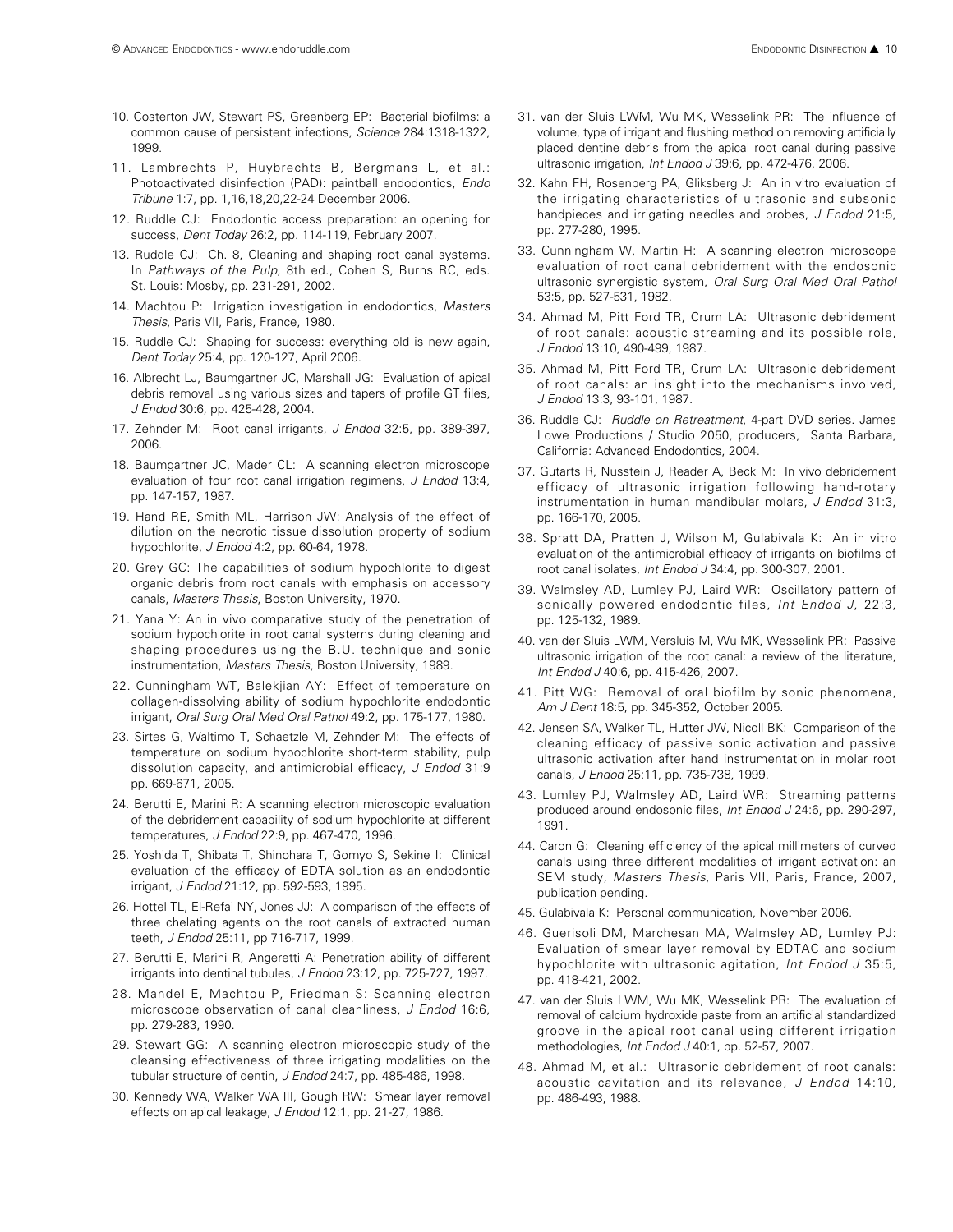10. Costerton JW, Stewart PS, Greenberg EP: Bacterial biofilms: a common cause of persistent infections, *Science* 284:1318-1322, 1999.

11. Lambrechts P, Huybrechts B, Bergmans L, et al.: Photoactivated disinfection (PAD): paintball endodontics, *Endo Tribune* 1:7, pp. 1,16,18,20,22-24 December 2006.

12. Ruddle CJ: Endodontic access preparation: an opening for success, *Dent Today* 26:2, pp. 114-119, February 2007.

13. Ruddle CJ: Ch. 8, Cleaning and shaping root canal systems. In *Pathways of the Pulp*, 8th ed., Cohen S, Burns RC, eds. St. Louis: Mosby, pp. 231-291, 2002.

14. Machtou P: Irrigation investigation in endodontics, *Masters Thesis*, Paris VII, Paris, France, 1980.

15. Ruddle CJ: Shaping for success: everything old is new again, *Dent Today* 25:4, pp. 120-127, April 2006.

16. Albrecht LJ, Baumgartner JC, Marshall JG: Evaluation of apical debris removal using various sizes and tapers of profile GT files, *J Endod* 30:6, pp. 425-428, 2004.

17. Zehnder M: Root canal irrigants, *J Endod* 32:5, pp. 389-397, 2006.

18. Baumgartner JC, Mader CL: A scanning electron microscope evaluation of four root canal irrigation regimens, *J Endod* 13:4, pp. 147-157, 1987.

19. Hand RE, Smith ML, Harrison JW: Analysis of the effect of dilution on the necrotic tissue dissolution property of sodium hypochlorite, *J Endod* 4:2, pp. 60-64, 1978.

20. Grey GC: The capabilities of sodium hypochlorite to digest organic debris from root canals with emphasis on accessory canals, *Masters Thesis*, Boston University, 1970.

21. Yana Y: An in vivo comparative study of the penetration of sodium hypochlorite in root canal systems during cleaning and shaping procedures using the B.U. technique and sonic instrumentation, *Masters Thesis*, Boston University, 1989.

22. Cunningham WT, Balekjian AY: Effect of temperature on collagen-dissolving ability of sodium hypochlorite endodontic irrigant, *Oral Surg Oral Med Oral Pathol* 49:2, pp. 175-177, 1980.

23. Sirtes G, Waltimo T, Schaetzle M, Zehnder M: The effects of temperature on sodium hypochlorite short-term stability, pulp dissolution capacity, and antimicrobial efficacy, *J Endod* 31:9 pp. 669-671, 2005.

24. Berutti E, Marini R: A scanning electron microscopic evaluation of the debridement capability of sodium hypochlorite at different temperatures, *J Endod* 22:9, pp. 467-470, 1996.

25. Yoshida T, Shibata T, Shinohara T, Gomyo S, Sekine I: Clinical evaluation of the efficacy of EDTA solution as an endodontic irrigant, *J Endod* 21:12, pp. 592-593, 1995.

26. Hottel TL, El-Refai NY, Jones JJ: A comparison of the effects of three chelating agents on the root canals of extracted human teeth, *J Endod* 25:11, pp 716-717, 1999.

27. Berutti E, Marini R, Angeretti A: Penetration ability of different irrigants into dentinal tubules, *J Endod* 23:12, pp. 725-727, 1997.

28. Mandel E, Machtou P, Friedman S: Scanning electron microscope observation of canal cleanliness, *J Endod* 16:6, pp. 279-283, 1990.

29. Stewart GG: A scanning electron microscopic study of the cleansing effectiveness of three irrigating modalities on the tubular structure of dentin, *J Endod* 24:7, pp. 485-486, 1998.

30. Kennedy WA, Walker WA III, Gough RW: Smear layer removal effects on apical leakage, *J Endod* 12:1, pp. 21-27, 1986.

31. van der Sluis LWM, Wu MK, Wesselink PR: The influence of volume, type of irrigant and flushing method on removing artificially placed dentine debris from the apical root canal during passive ultrasonic irrigation, *Int Endod J* 39:6, pp. 472-476, 2006.

32. Kahn FH, Rosenberg PA, Gliksberg J: An in vitro evaluation of the irrigating characteristics of ultrasonic and subsonic handpieces and irrigating needles and probes, *J Endod* 21:5, pp. 277-280, 1995.

33. Cunningham W, Martin H: A scanning electron microscope evaluation of root canal debridement with the endosonic ultrasonic synergistic system, *Oral Surg Oral Med Oral Pathol* 53:5, pp. 527-531, 1982.

34. Ahmad M, Pitt Ford TR, Crum LA: Ultrasonic debridement of root canals: acoustic streaming and its possible role, *J Endod* 13:10, 490-499, 1987.

35. Ahmad M, Pitt Ford TR, Crum LA: Ultrasonic debridement of root canals: an insight into the mechanisms involved, *J Endod* 13:3, 93-101, 1987.

36. Ruddle CJ: *Ruddle on Retreatment*, 4-part DVD series. James Lowe Productions / Studio 2050, producers, Santa Barbara, California: Advanced Endodontics, 2004.

37. Gutarts R, Nusstein J, Reader A, Beck M: In vivo debridement efficacy of ultrasonic irrigation following hand-rotary instrumentation in human mandibular molars, *J Endod* 31:3, pp. 166-170, 2005.

38. Spratt DA, Pratten J, Wilson M, Gulabivala K: An in vitro evaluation of the antimicrobial efficacy of irrigants on biofilms of root canal isolates, *Int Endod J* 34:4, pp. 300-307, 2001.

39. Walmsley AD, Lumley PJ, Laird WR: Oscillatory pattern of sonically powered endodontic files, *Int Endod J*, 22:3, pp. 125-132, 1989.

40. van der Sluis LWM, Versluis M, Wu MK, Wesselink PR: Passive ultrasonic irrigation of the root canal: a review of the literature, *Int Endod J* 40:6, pp. 415-426, 2007.

41. Pitt WG: Removal of oral biofilm by sonic phenomena, *Am J Dent* 18:5, pp. 345-352, October 2005.

42. Jensen SA, Walker TL, Hutter JW, Nicoll BK: Comparison of the cleaning efficacy of passive sonic activation and passive ultrasonic activation after hand instrumentation in molar root canals, *J Endod* 25:11, pp. 735-738, 1999.

43. Lumley PJ, Walmsley AD, Laird WR: Streaming patterns produced around endosonic files, *Int Endod J* 24:6, pp. 290-297, 1991.

44. Caron G: Cleaning efficiency of the apical millimeters of curved canals using three different modalities of irrigant activation: an SEM study, *Masters Thesis*, Paris VII, Paris, France, 2007, publication pending.

45. Gulabivala K: Personal communication, November 2006.

46. Guerisoli DM, Marchesan MA, Walmsley AD, Lumley PJ: Evaluation of smear layer removal by EDTAC and sodium hypochlorite with ultrasonic agitation, *Int Endod J* 35:5, pp. 418-421, 2002.

47. van der Sluis LWM, Wu MK, Wesselink PR: The evaluation of removal of calcium hydroxide paste from an artificial standardized groove in the apical root canal using different irrigation methodologies, *Int Endod J* 40:1, pp. 52-57, 2007.

48. Ahmad M, et al.: Ultrasonic debridement of root canals: acoustic cavitation and its relevance, *J Endod* 14:10, pp. 486-493, 1988.